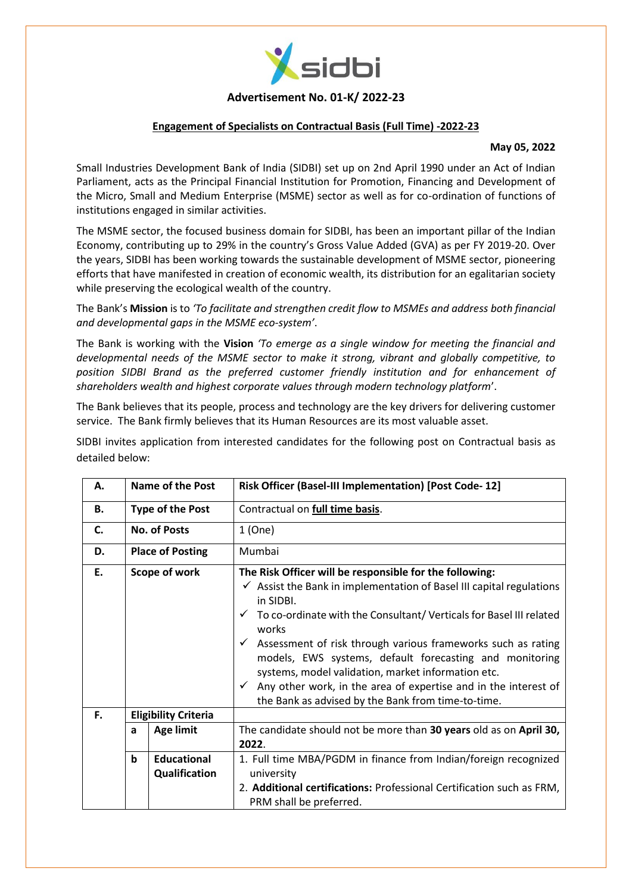## Advertisement No. 01-K/ 2022-23

**Engagement of Specialists on Contractual Basis (Full Time) -2022-23**

**May 05, 2022**

Small Industries Development Bank of India (SIDBI) set up on 2nd April 1990 under an Act of Indian Parliament, acts as the Principal Financial Institution for Promotion, Financing and Development of the Micro, Small and Medium Enterprise (MSME) sector as well as for co-ordination of functions of institutions engaged in similar activities.

The MSME sector, the focused business domain for SIDBI, has been an important pillar of the Indian Economy, contributing up to 29% in the country's Gross Value Added (GVA) as per FY 2019-20. Over the years, SIDBI has been working towards the sustainable development of MSME sector, pioneering efforts that have manifested in creation of economic wealth, its distribution for an egalitarian society while preserving the ecological wealth of the country.

The Bank's **Mission** is to *'To facilitate and strengthen credit flow to MSMEs and address both financial and developmental gaps in the MSME eco-system'*.

The Bank is working with the **Vision** *'To emerge as a single window for meeting the financial and developmental needs of the MSME sector to make it strong, vibrant and globally competitive, to position SIDBI Brand as the preferred customer friendly institution and for enhancement of shareholders wealth and highest corporate values through modern technology platform*'.

The Bank believes that its people, process and technology are the key drivers for delivering customer service. The Bank firmly believes that its Human Resources are its most valuable asset.

SIDBI invites application from interested candidates for the following post on Contractual basis as detailed below:

| A. | **Name of the Post** | | **Risk Officer (Basel-III Implementation) [Post Code- 12]** |
|---|---|---|---|
| B. | **Type of the Post** | | Contractual on **full time basis**. |
| C. | **No. of Posts** | | 1 (One) |
| D. | **Place of Posting** | | Mumbai |
| E. | **Scope of work** | | **The Risk Officer will be responsible for the following:**<br>✓ Assist the Bank in implementation of Basel III capital regulations in SIDBI.<br>✓ To co-ordinate with the Consultant/ Verticals for Basel III related works<br>✓ Assessment of risk through various frameworks such as rating models, EWS systems, default forecasting and monitoring systems, model validation, market information etc.<br>✓ Any other work, in the area of expertise and in the interest of the Bank as advised by the Bank from time-to-time. |
| F. | **Eligibility Criteria** | | |
| | a | **Age limit** | The candidate should not be more than **30 years** old as on **April 30, 2022**. |
| | b | **Educational Qualification** | 1. Full time MBA/PGDM in finance from Indian/foreign recognized university<br>2. **Additional certifications:** Professional Certification such as FRM, PRM shall be preferred. |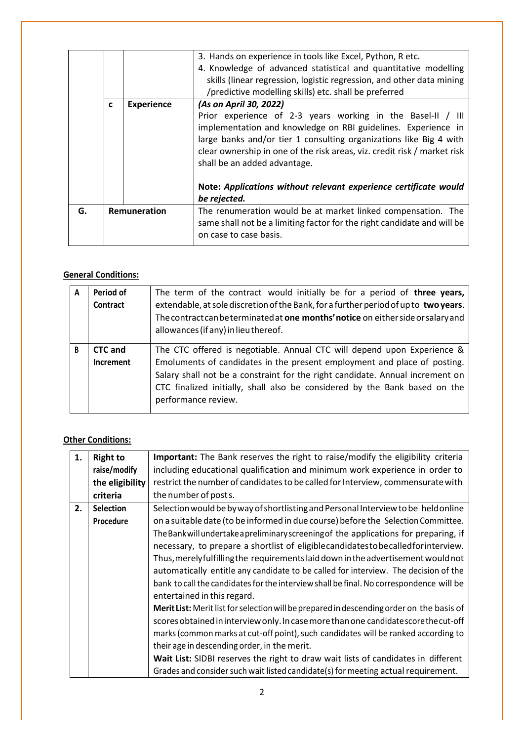| | | | |
|---|---|---|---|
| | | | 3. Hands on experience in tools like Excel, Python, R etc.<br>4. Knowledge of advanced statistical and quantitative modelling skills (linear regression, logistic regression, and other data mining /predictive modelling skills) etc. shall be preferred |
| | c | **Experience** | *(As on April 30, 2022)*<br>Prior experience of 2-3 years working in the Basel-II / III implementation and knowledge on RBI guidelines. Experience in large banks and/or tier 1 consulting organizations like Big 4 with clear ownership in one of the risk areas, viz. credit risk / market risk shall be an added advantage.<br><br>**Note:** ***Applications without relevant experience certificate would be rejected.*** |
| **G.** | **Remuneration** | | The renumeration would be at market linked compensation. The same shall not be a limiting factor for the right candidate and will be on case to case basis. |

**General Conditions:**

| | | |
|---|---|---|
| **A** | **Period of Contract** | The term of the contract would initially be for a period of **three years,** extendable, at sole discretion of the Bank, for a further period of up to **two years**. The contract can be terminated at **one months' notice** on either side or salary and allowances (if any) in lieu thereof. |
| **B** | **CTC and Increment** | The CTC offered is negotiable. Annual CTC will depend upon Experience & Emoluments of candidates in the present employment and place of posting. Salary shall not be a constraint for the right candidate. Annual increment on CTC finalized initially, shall also be considered by the Bank based on the performance review. |

**Other Conditions:**

| | | |
|---|---|---|
| **1.** | **Right to raise/modify the eligibility criteria** | **Important:** The Bank reserves the right to raise/modify the eligibility criteria including educational qualification and minimum work experience in order to restrict the number of candidates to be called for Interview, commensurate with the number of posts. |
| **2.** | **Selection Procedure** | Selection would be by way of shortlisting and Personal Interview to be held online on a suitable date (to be informed in due course) before the Selection Committee. The Bank will undertake a preliminary screening of the applications for preparing, if necessary, to prepare a shortlist of eligible candidates to be called for interview. Thus, merely fulfilling the requirements laid down in the advertisement would not automatically entitle any candidate to be called for interview. The decision of the bank to call the candidates for the interview shall be final. No correspondence will be entertained in this regard.<br>**Merit List:** Merit list for selection will be prepared in descending order on the basis of scores obtained in interview only. In case more than one candidate score the cut-off marks (common marks at cut-off point), such candidates will be ranked according to their age in descending order, in the merit.<br>**Wait List:** SIDBI reserves the right to draw wait lists of candidates in different Grades and consider such wait listed candidate(s) for meeting actual requirement. |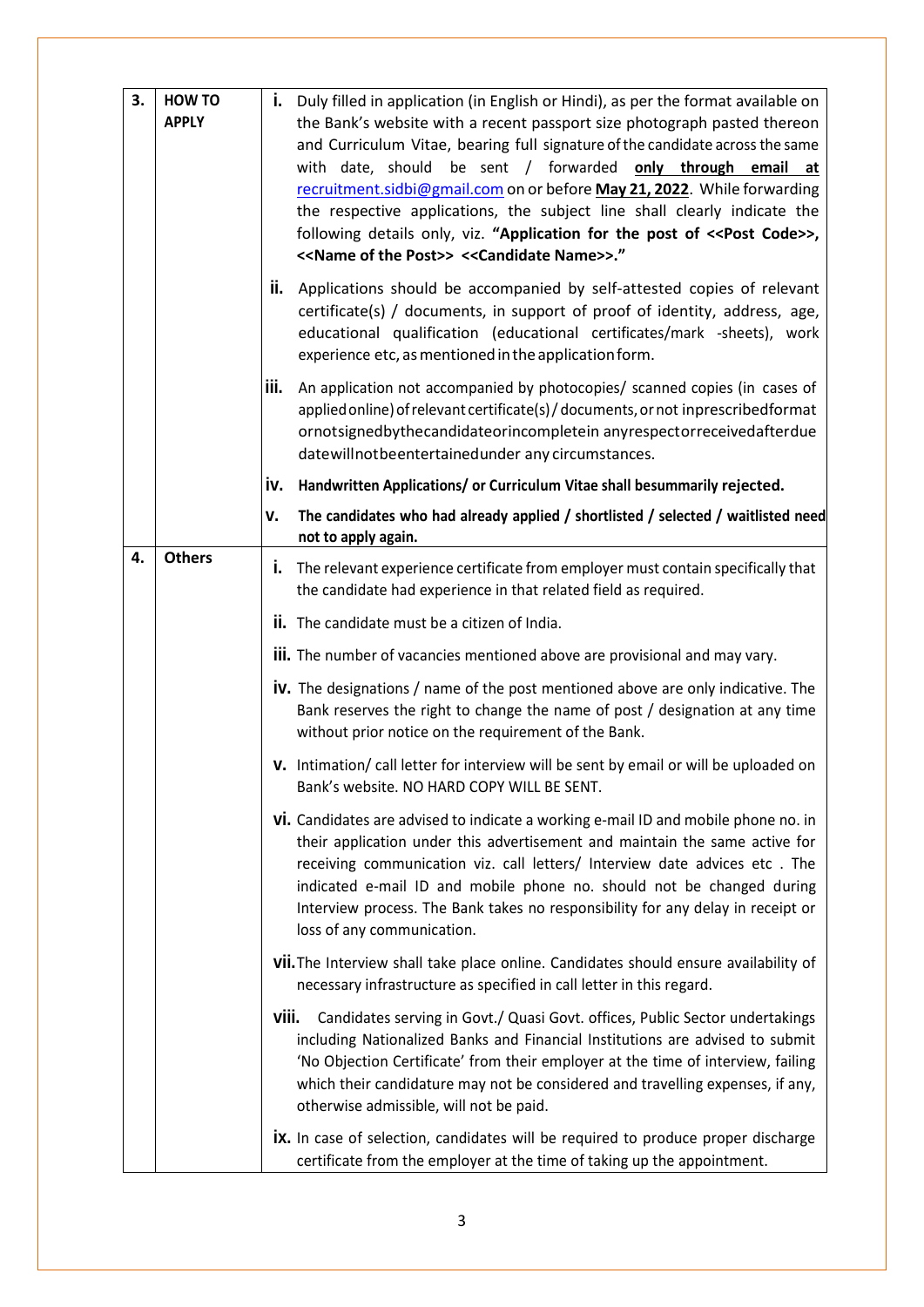| 3. | HOW TO APPLY | i. Duly filled in application (in English or Hindi), as per the format available on the Bank's website with a recent passport size photograph pasted thereon and Curriculum Vitae, bearing full signature of the candidate across the same with date, should be sent / forwarded **only through email at** recruitment.sidbi@gmail.com on or before **May 21, 2022**. While forwarding the respective applications, the subject line shall clearly indicate the following details only, viz. **"Application for the post of <<Post Code>>, <<Name of the Post>> <<Candidate Name>>."** |
|---|---|---|
| | | ii. Applications should be accompanied by self-attested copies of relevant certificate(s) / documents, in support of proof of identity, address, age, educational qualification (educational certificates/mark -sheets), work experience etc, as mentioned in the application form. |
| | | iii. An application not accompanied by photocopies/ scanned copies (in cases of applied online) of relevant certificate(s) / documents, or not in prescribed format or not signed by the candidate or incomplete in any respect or received after due date will not be entertained under any circumstances. |
| | | **iv. Handwritten Applications/ or Curriculum Vitae shall be summarily rejected.** |
| | | **v. The candidates who had already applied / shortlisted / selected / waitlisted need not to apply again.** |
| 4. | Others | i. The relevant experience certificate from employer must contain specifically that the candidate had experience in that related field as required. |
| | | ii. The candidate must be a citizen of India. |
| | | iii. The number of vacancies mentioned above are provisional and may vary. |
| | | iv. The designations / name of the post mentioned above are only indicative. The Bank reserves the right to change the name of post / designation at any time without prior notice on the requirement of the Bank. |
| | | v. Intimation/ call letter for interview will be sent by email or will be uploaded on Bank's website. NO HARD COPY WILL BE SENT. |
| | | vi. Candidates are advised to indicate a working e-mail ID and mobile phone no. in their application under this advertisement and maintain the same active for receiving communication viz. call letters/ Interview date advices etc . The indicated e-mail ID and mobile phone no. should not be changed during Interview process. The Bank takes no responsibility for any delay in receipt or loss of any communication. |
| | | vii. The Interview shall take place online. Candidates should ensure availability of necessary infrastructure as specified in call letter in this regard. |
| | | viii. Candidates serving in Govt./ Quasi Govt. offices, Public Sector undertakings including Nationalized Banks and Financial Institutions are advised to submit 'No Objection Certificate' from their employer at the time of interview, failing which their candidature may not be considered and travelling expenses, if any, otherwise admissible, will not be paid. |
| | | ix. In case of selection, candidates will be required to produce proper discharge certificate from the employer at the time of taking up the appointment. |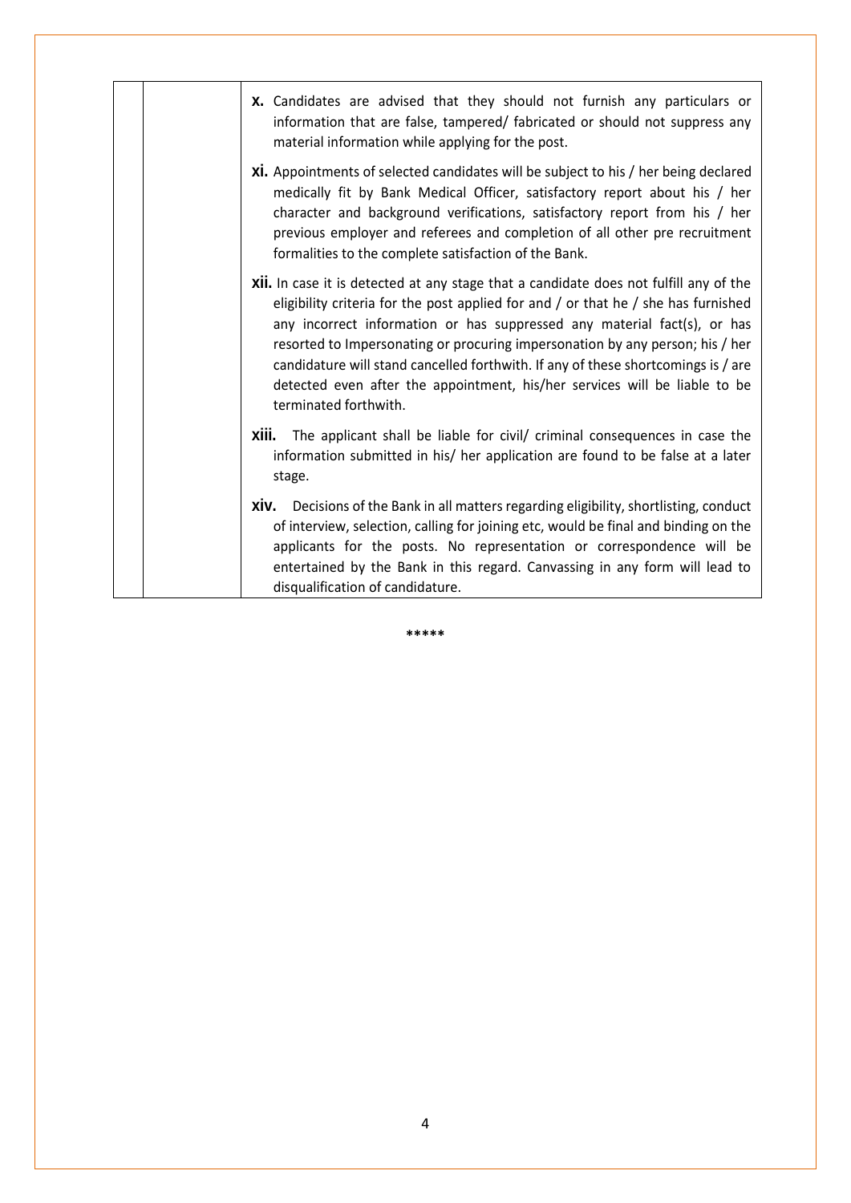| | | |
|---|---|---|
| | | **x.** Candidates are advised that they should not furnish any particulars or information that are false, tampered/ fabricated or should not suppress any material information while applying for the post.<br><br>**xi.** Appointments of selected candidates will be subject to his / her being declared medically fit by Bank Medical Officer, satisfactory report about his / her character and background verifications, satisfactory report from his / her previous employer and referees and completion of all other pre recruitment formalities to the complete satisfaction of the Bank.<br><br>**xii.** In case it is detected at any stage that a candidate does not fulfill any of the eligibility criteria for the post applied for and / or that he / she has furnished any incorrect information or has suppressed any material fact(s), or has resorted to Impersonating or procuring impersonation by any person; his / her candidature will stand cancelled forthwith. If any of these shortcomings is / are detected even after the appointment, his/her services will be liable to be terminated forthwith.<br><br>**xiii.** The applicant shall be liable for civil/ criminal consequences in case the information submitted in his/ her application are found to be false at a later stage.<br><br>**xiv.** Decisions of the Bank in all matters regarding eligibility, shortlisting, conduct of interview, selection, calling for joining etc, would be final and binding on the applicants for the posts. No representation or correspondence will be entertained by the Bank in this regard. Canvassing in any form will lead to disqualification of candidature. |

*****